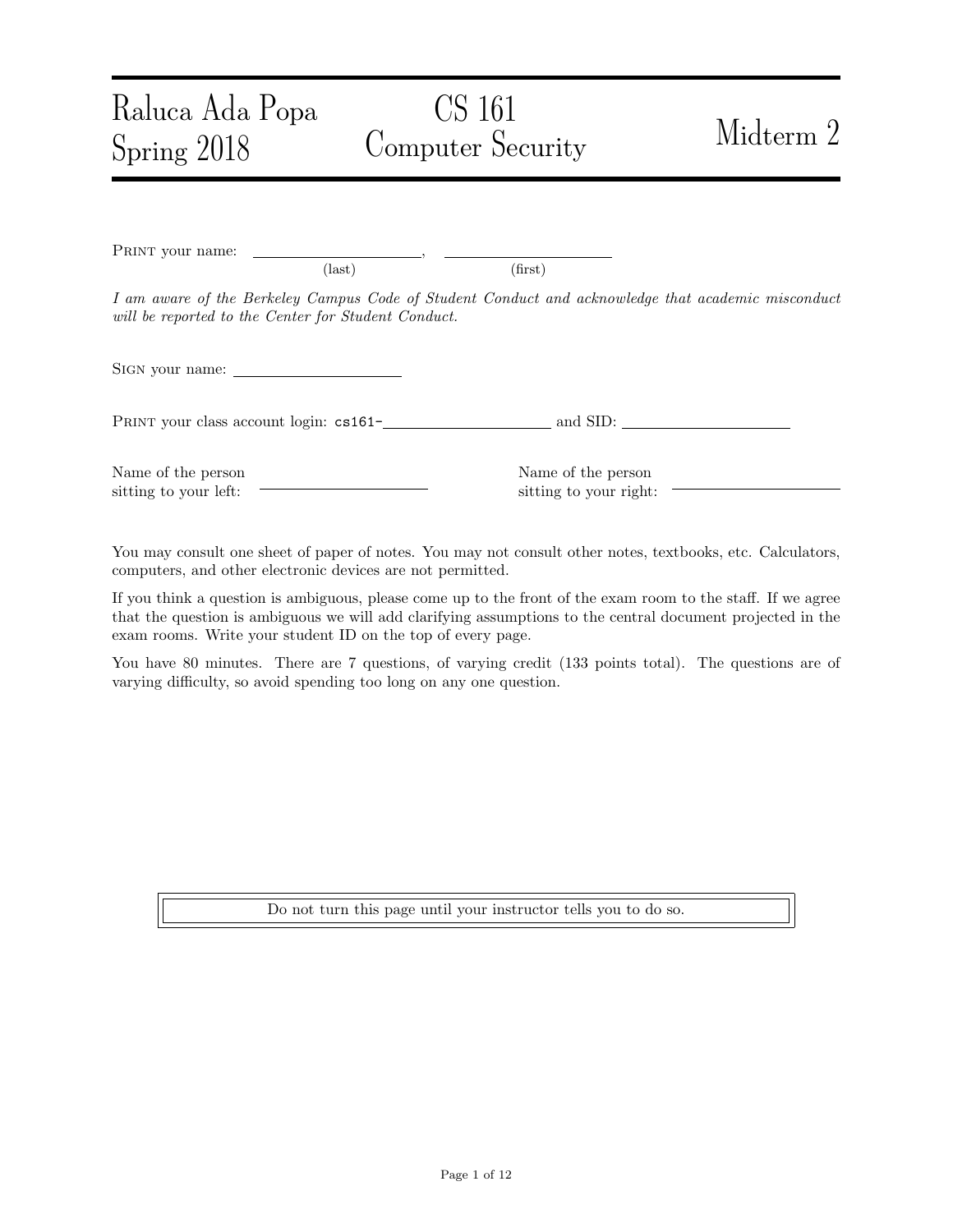Raluca Ada Popa
Spring 2018

# CS 161 Computer Security

# Midterm 2

PRINT your name: ______________________, ______________________
(last) (first)

*I am aware of the Berkeley Campus Code of Student Conduct and acknowledge that academic misconduct will be reported to the Center for Student Conduct.*

SIGN your name: ______________________

PRINT your class account login: cs161-______________________ and SID: ______________________

Name of the person sitting to your left: ______________________

Name of the person sitting to your right: ______________________

You may consult one sheet of paper of notes. You may not consult other notes, textbooks, etc. Calculators, computers, and other electronic devices are not permitted.

If you think a question is ambiguous, please come up to the front of the exam room to the staff. If we agree that the question is ambiguous we will add clarifying assumptions to the central document projected in the exam rooms. Write your student ID on the top of every page.

You have 80 minutes. There are 7 questions, of varying credit (133 points total). The questions are of varying difficulty, so avoid spending too long on any one question.

Do not turn this page until your instructor tells you to do so.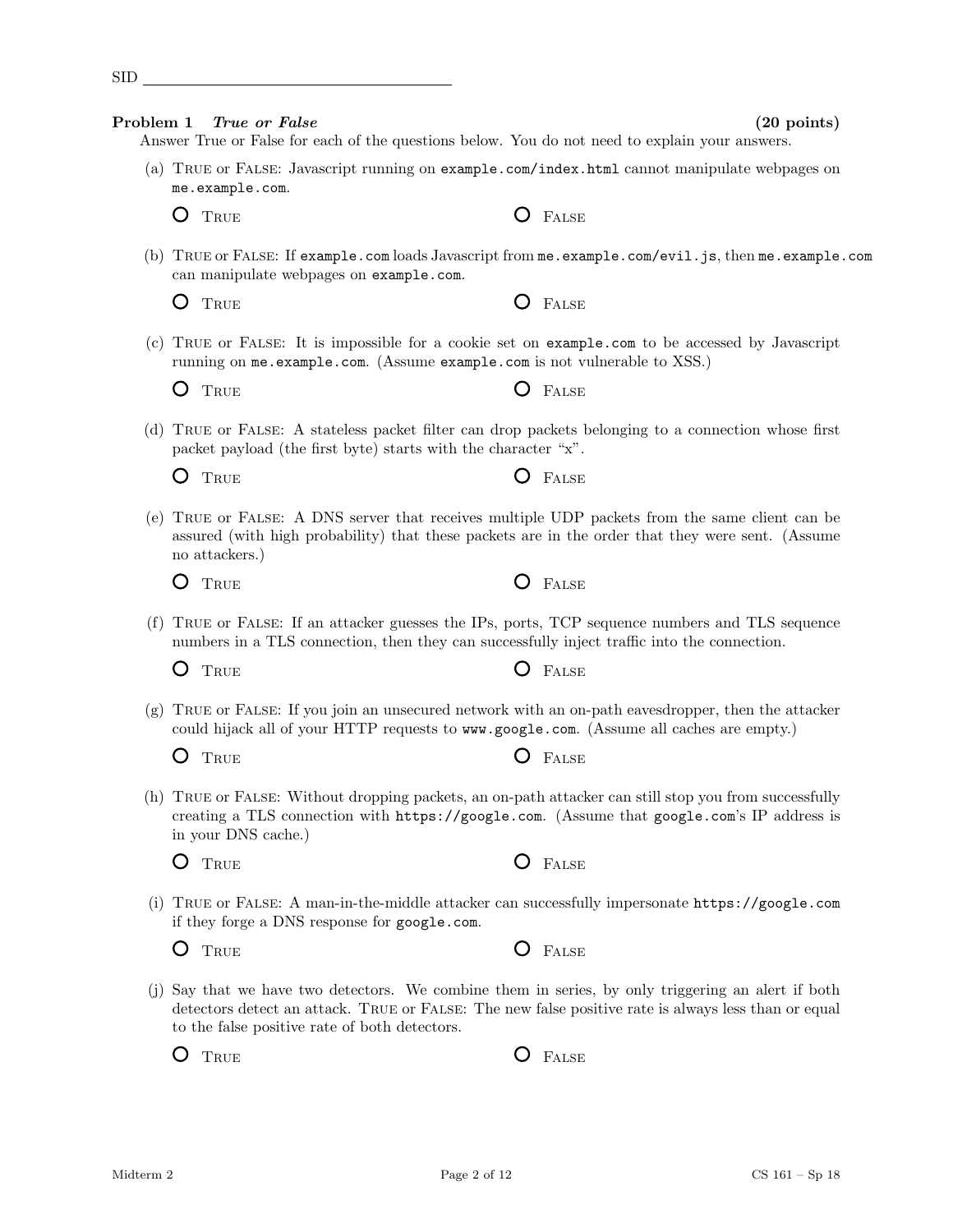SID

## Problem 1 *True or False* (20 points)

Answer True or False for each of the questions below. You do not need to explain your answers.

(a) True or False: Javascript running on `example.com/index.html` cannot manipulate webpages on `me.example.com`.

O True O False

(b) True or False: If `example.com` loads Javascript from `me.example.com/evil.js`, then `me.example.com` can manipulate webpages on `example.com`.

O True O False

(c) True or False: It is impossible for a cookie set on `example.com` to be accessed by Javascript running on `me.example.com`. (Assume `example.com` is not vulnerable to XSS.)

O True O False

(d) True or False: A stateless packet filter can drop packets belonging to a connection whose first packet payload (the first byte) starts with the character "x".

O True O False

(e) True or False: A DNS server that receives multiple UDP packets from the same client can be assured (with high probability) that these packets are in the order that they were sent. (Assume no attackers.)

O True O False

(f) True or False: If an attacker guesses the IPs, ports, TCP sequence numbers and TLS sequence numbers in a TLS connection, then they can successfully inject traffic into the connection.

O True O False

(g) True or False: If you join an unsecured network with an on-path eavesdropper, then the attacker could hijack all of your HTTP requests to `www.google.com`. (Assume all caches are empty.)

O True O False

(h) True or False: Without dropping packets, an on-path attacker can still stop you from successfully creating a TLS connection with `https://google.com`. (Assume that `google.com`'s IP address is in your DNS cache.)

O True O False

(i) True or False: A man-in-the-middle attacker can successfully impersonate `https://google.com` if they forge a DNS response for `google.com`.

O True O False

(j) Say that we have two detectors. We combine them in series, by only triggering an alert if both detectors detect an attack. True or False: The new false positive rate is always less than or equal to the false positive rate of both detectors.

O True O False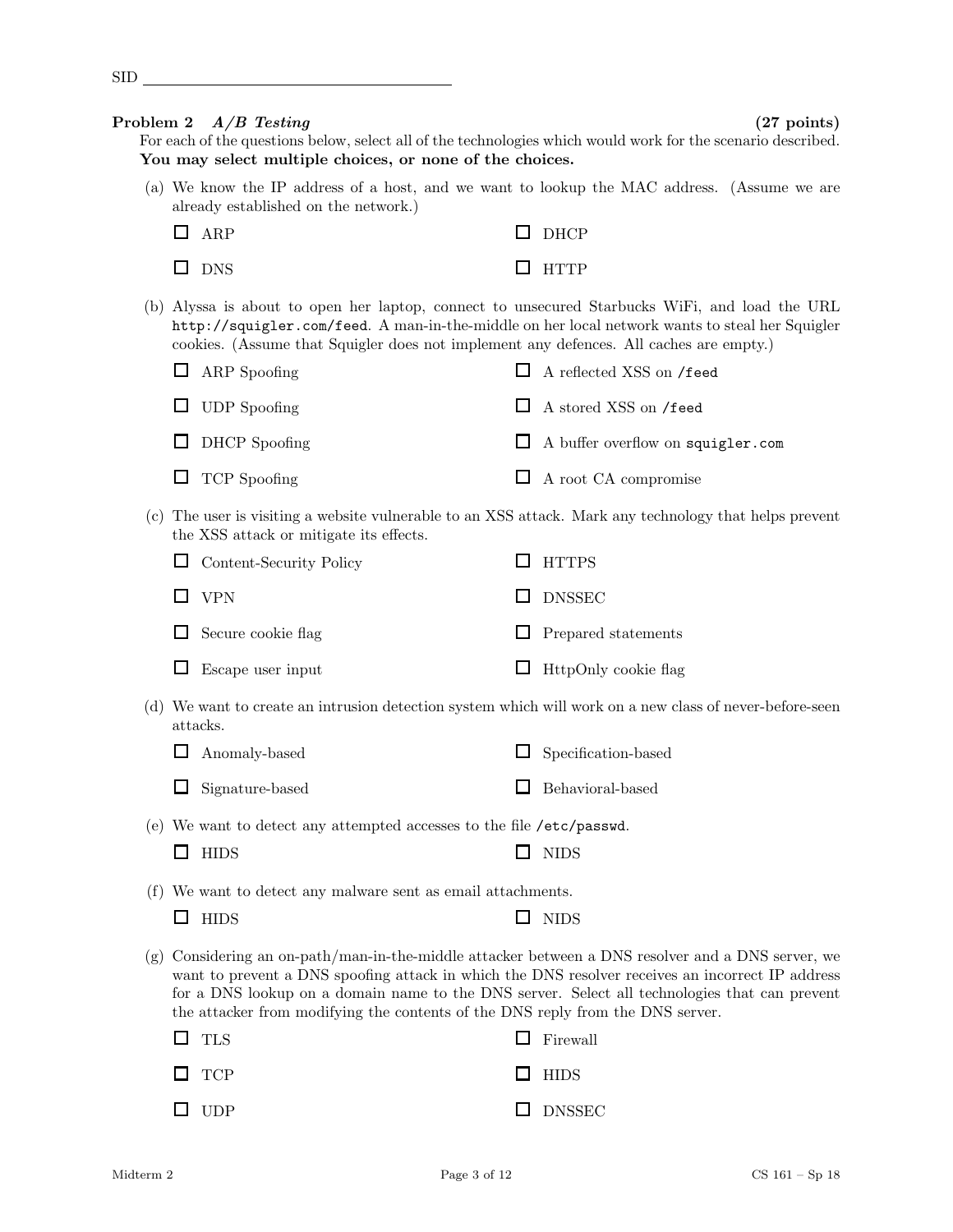SID

**Problem 2** *A/B Testing* **(27 points)**

For each of the questions below, select all of the technologies which would work for the scenario described. **You may select multiple choices, or none of the choices.**

(a) We know the IP address of a host, and we want to lookup the MAC address. (Assume we are already established on the network.)

- ☐ ARP
- ☐ DHCP
- ☐ DNS
- ☐ HTTP

(b) Alyssa is about to open her laptop, connect to unsecured Starbucks WiFi, and load the URL `http://squigler.com/feed`. A man-in-the-middle on her local network wants to steal her Squigler cookies. (Assume that Squigler does not implement any defences. All caches are empty.)

- ☐ ARP Spoofing
- ☐ A reflected XSS on `/feed`
- ☐ UDP Spoofing
- ☐ A stored XSS on `/feed`
- ☐ DHCP Spoofing
- ☐ A buffer overflow on `squigler.com`
- ☐ TCP Spoofing
- ☐ A root CA compromise

(c) The user is visiting a website vulnerable to an XSS attack. Mark any technology that helps prevent the XSS attack or mitigate its effects.

- ☐ Content-Security Policy
- ☐ HTTPS
- ☐ VPN
- ☐ DNSSEC
- ☐ Secure cookie flag
- ☐ Prepared statements
- ☐ Escape user input
- ☐ HttpOnly cookie flag

(d) We want to create an intrusion detection system which will work on a new class of never-before-seen attacks.

- ☐ Anomaly-based
- ☐ Specification-based
- ☐ Signature-based
- ☐ Behavioral-based

(e) We want to detect any attempted accesses to the file `/etc/passwd`.

- ☐ HIDS
- ☐ NIDS

(f) We want to detect any malware sent as email attachments.

- ☐ HIDS
- ☐ NIDS

(g) Considering an on-path/man-in-the-middle attacker between a DNS resolver and a DNS server, we want to prevent a DNS spoofing attack in which the DNS resolver receives an incorrect IP address for a DNS lookup on a domain name to the DNS server. Select all technologies that can prevent the attacker from modifying the contents of the DNS reply from the DNS server.

- ☐ TLS
- ☐ Firewall
- ☐ TCP
- ☐ HIDS
- ☐ UDP
- ☐ DNSSEC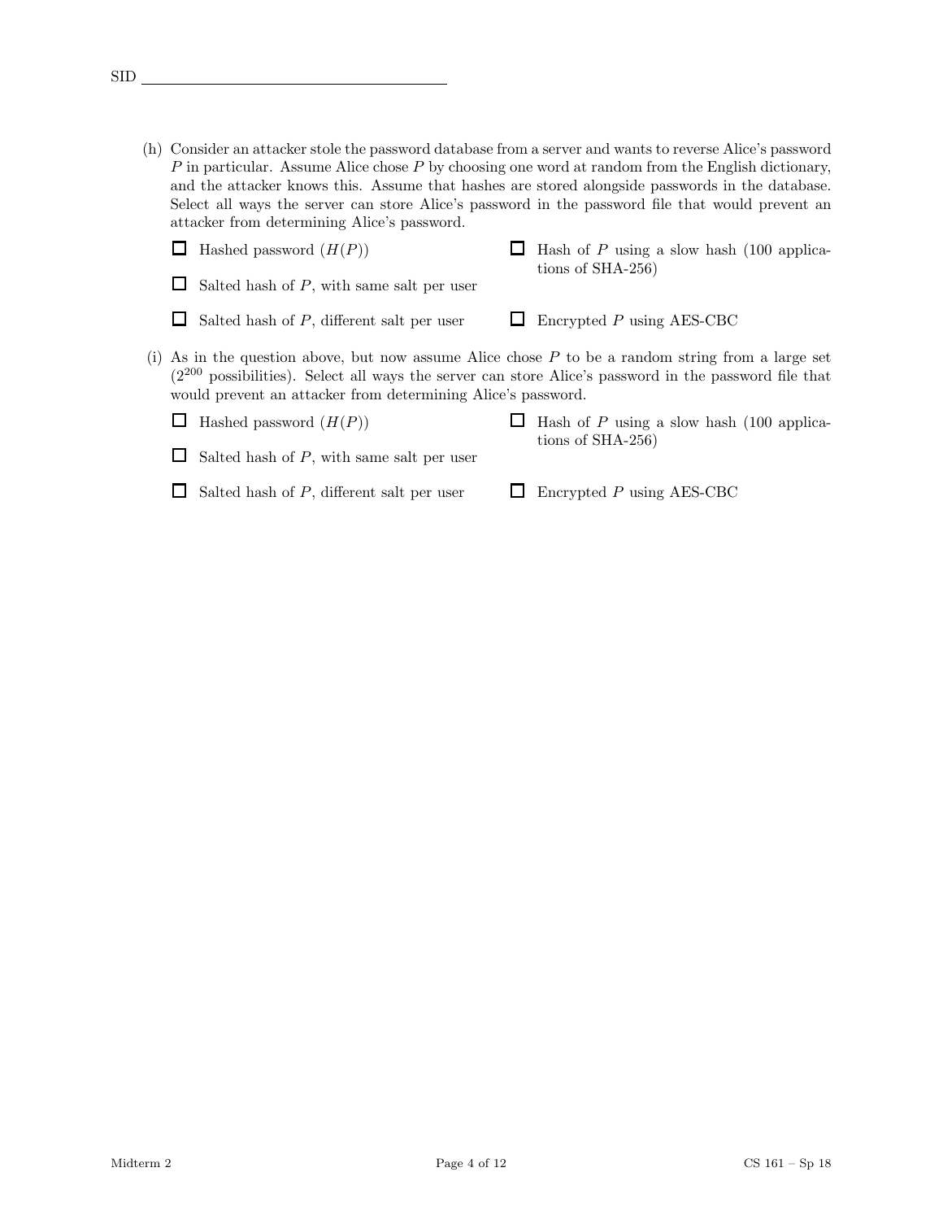(h) Consider an attacker stole the password database from a server and wants to reverse Alice's password $P$ in particular. Assume Alice chose $P$ by choosing one word at random from the English dictionary, and the attacker knows this. Assume that hashes are stored alongside passwords in the database. Select all ways the server can store Alice's password in the password file that would prevent an attacker from determining Alice's password.

- ☐ Hashed password ($H(P)$)
- ☐ Salted hash of $P$, with same salt per user
- ☐ Salted hash of $P$, different salt per user
- ☐ Hash of $P$ using a slow hash (100 applications of SHA-256)
- ☐ Encrypted $P$ using AES-CBC

(i) As in the question above, but now assume Alice chose $P$ to be a random string from a large set ($2^{200}$ possibilities). Select all ways the server can store Alice's password in the password file that would prevent an attacker from determining Alice's password.

- ☐ Hashed password ($H(P)$)
- ☐ Salted hash of $P$, with same salt per user
- ☐ Salted hash of $P$, different salt per user
- ☐ Hash of $P$ using a slow hash (100 applications of SHA-256)
- ☐ Encrypted $P$ using AES-CBC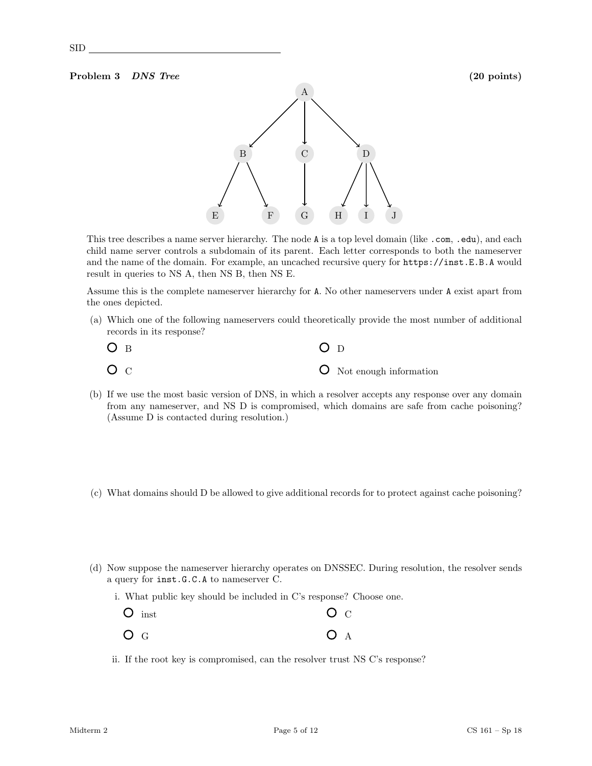SID

## Problem 3 *DNS Tree* (20 points)

This tree describes a name server hierarchy. The node A is a top level domain (like .com, .edu), and each child name server controls a subdomain of its parent. Each letter corresponds to both the nameserver and the name of the domain. For example, an uncached recursive query for https://inst.E.B.A would result in queries to NS A, then NS B, then NS E.

Assume this is the complete nameserver hierarchy for A. No other nameservers under A exist apart from the ones depicted.

(a) Which one of the following nameservers could theoretically provide the most number of additional records in its response?

- ○ B
- ○ D
- ○ C
- ○ Not enough information

(b) If we use the most basic version of DNS, in which a resolver accepts any response over any domain from any nameserver, and NS D is compromised, which domains are safe from cache poisoning? (Assume D is contacted during resolution.)

(c) What domains should D be allowed to give additional records for to protect against cache poisoning?

(d) Now suppose the nameserver hierarchy operates on DNSSEC. During resolution, the resolver sends a query for inst.G.C.A to nameserver C.

i. What public key should be included in C's response? Choose one.

- ○ inst
- ○ C
- ○ G
- ○ A

ii. If the root key is compromised, can the resolver trust NS C's response?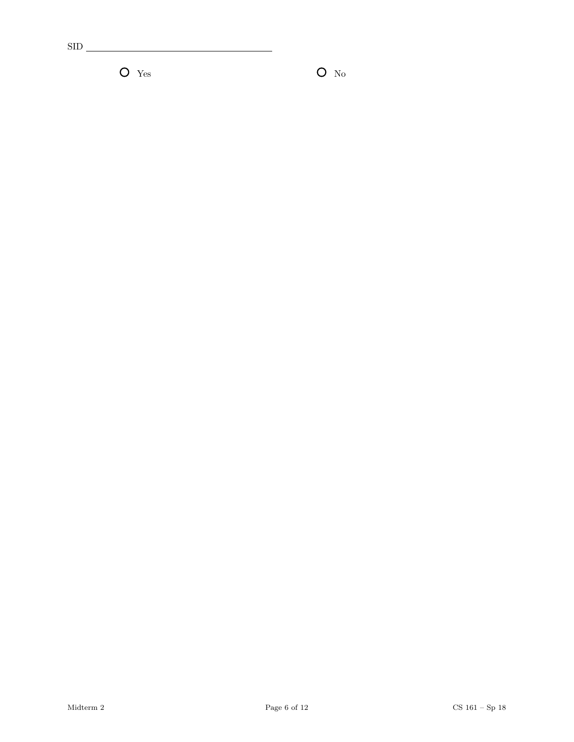SID \_\_\_\_\_\_\_\_\_\_\_\_\_\_\_\_\_\_\_\_\_\_\_\_\_\_\_\_\_\_\_\_

○ Yes ○ No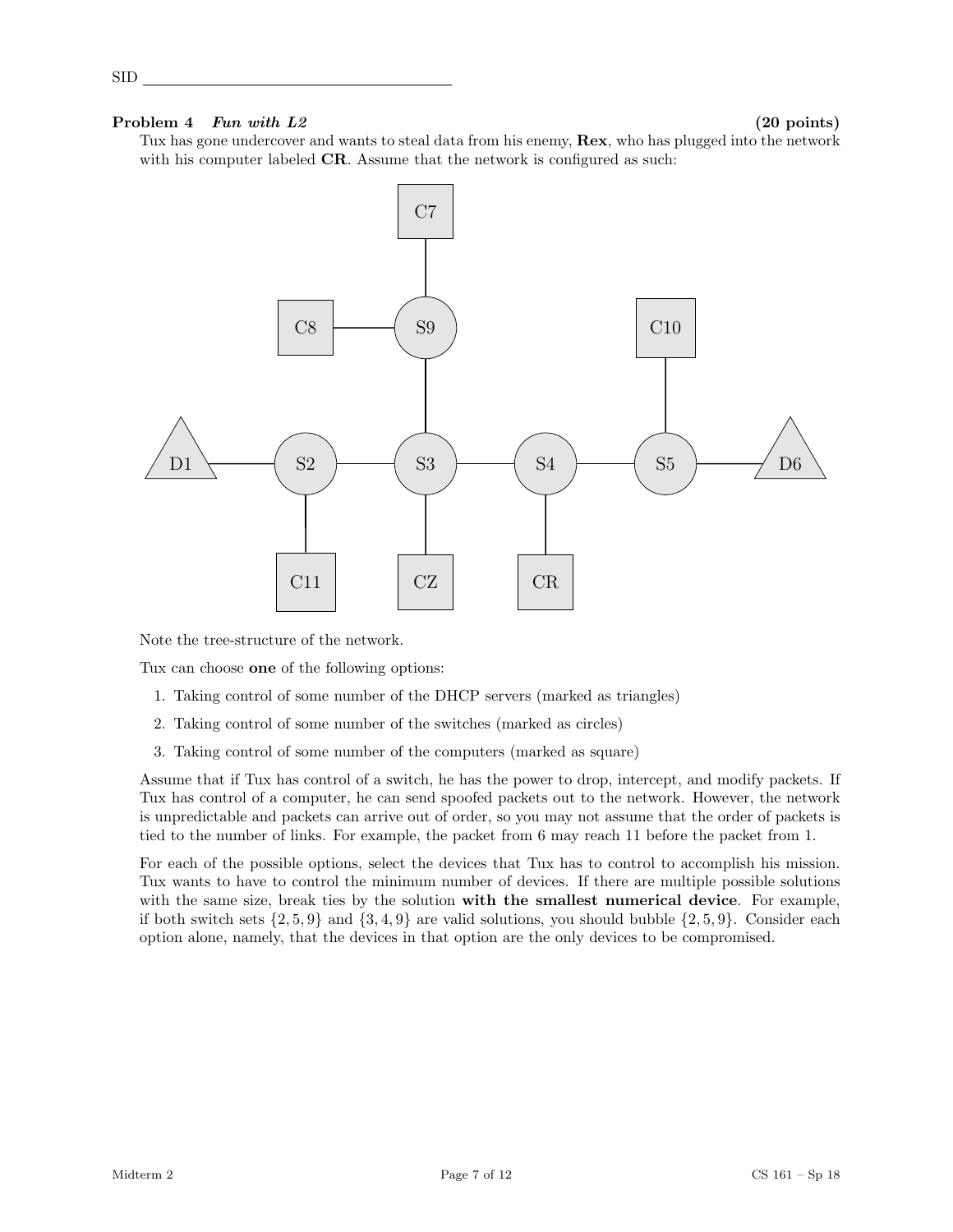SID ______________________________

**Problem 4** ***Fun with L2*** **(20 points)**

Tux has gone undercover and wants to steal data from his enemy, **Rex**, who has plugged into the network with his computer labeled **CR**. Assume that the network is configured as such:

Note the tree-structure of the network.

Tux can choose **one** of the following options:

1. Taking control of some number of the DHCP servers (marked as triangles)
2. Taking control of some number of the switches (marked as circles)
3. Taking control of some number of the computers (marked as square)

Assume that if Tux has control of a switch, he has the power to drop, intercept, and modify packets. If Tux has control of a computer, he can send spoofed packets out to the network. However, the network is unpredictable and packets can arrive out of order, so you may not assume that the order of packets is tied to the number of links. For example, the packet from 6 may reach 11 before the packet from 1.

For each of the possible options, select the devices that Tux has to control to accomplish his mission. Tux wants to have to control the minimum number of devices. If there are multiple possible solutions with the same size, break ties by the solution **with the smallest numerical device**. For example, if both switch sets $\{2, 5, 9\}$ and $\{3, 4, 9\}$ are valid solutions, you should bubble $\{2, 5, 9\}$. Consider each option alone, namely, that the devices in that option are the only devices to be compromised.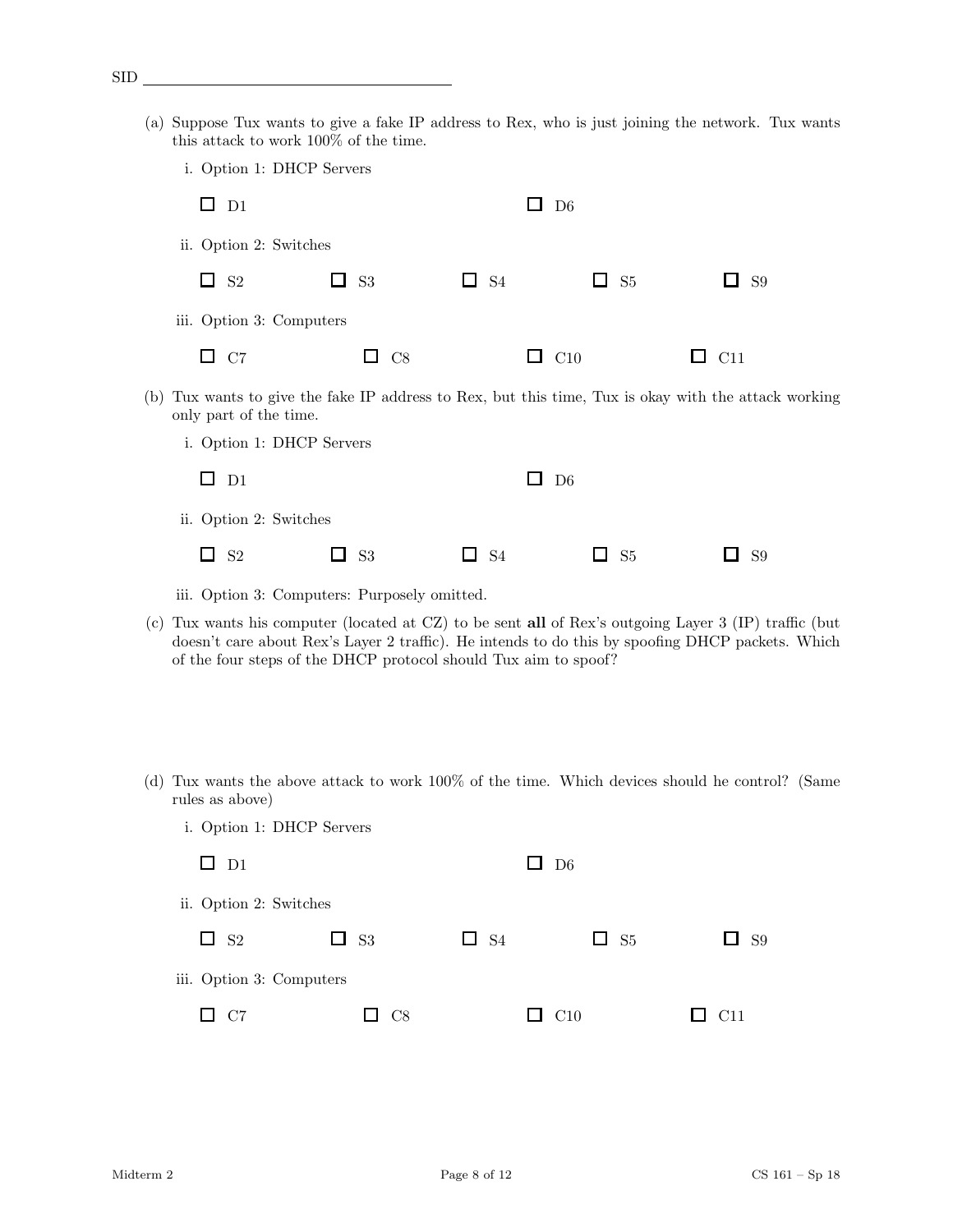SID ______________________

(a) Suppose Tux wants to give a fake IP address to Rex, who is just joining the network. Tux wants this attack to work 100% of the time.

i. Option 1: DHCP Servers

☐ D1 ☐ D6

ii. Option 2: Switches

☐ S2 ☐ S3 ☐ S4 ☐ S5 ☐ S9

iii. Option 3: Computers

☐ C7 ☐ C8 ☐ C10 ☐ C11

(b) Tux wants to give the fake IP address to Rex, but this time, Tux is okay with the attack working only part of the time.

i. Option 1: DHCP Servers

☐ D1 ☐ D6

ii. Option 2: Switches

☐ S2 ☐ S3 ☐ S4 ☐ S5 ☐ S9

iii. Option 3: Computers: Purposely omitted.

(c) Tux wants his computer (located at CZ) to be sent **all** of Rex's outgoing Layer 3 (IP) traffic (but doesn't care about Rex's Layer 2 traffic). He intends to do this by spoofing DHCP packets. Which of the four steps of the DHCP protocol should Tux aim to spoof?

(d) Tux wants the above attack to work 100% of the time. Which devices should he control? (Same rules as above)

i. Option 1: DHCP Servers

☐ D1 ☐ D6

ii. Option 2: Switches

☐ S2 ☐ S3 ☐ S4 ☐ S5 ☐ S9

iii. Option 3: Computers

☐ C7 ☐ C8 ☐ C10 ☐ C11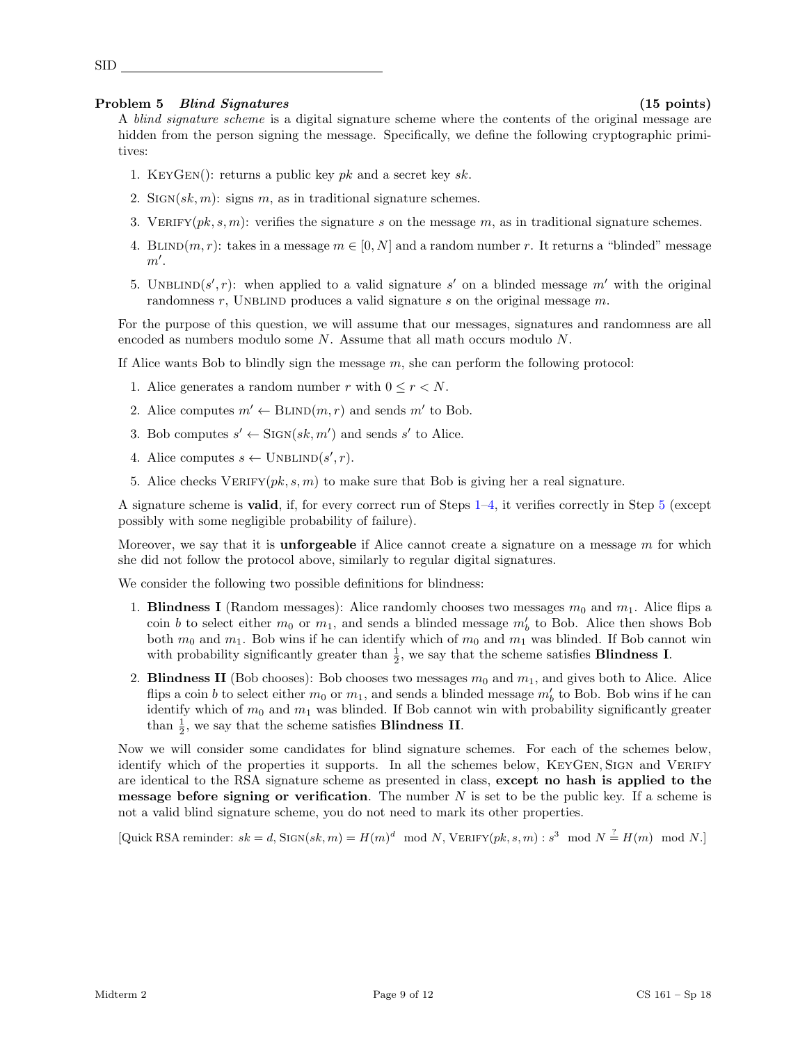SID ________________________________

**Problem 5 *Blind Signatures*** **(15 points)**

A *blind signature scheme* is a digital signature scheme where the contents of the original message are hidden from the person signing the message. Specifically, we define the following cryptographic primitives:

1. KeyGen(): returns a public key $pk$ and a secret key $sk$.
2. Sign($sk, m$): signs $m$, as in traditional signature schemes.
3. Verify($pk, s, m$): verifies the signature $s$ on the message $m$, as in traditional signature schemes.
4. Blind($m, r$): takes in a message $m \in [0, N]$ and a random number $r$. It returns a "blinded" message $m'$.
5. Unblind($s', r$): when applied to a valid signature $s'$ on a blinded message $m'$ with the original randomness $r$, Unblind produces a valid signature $s$ on the original message $m$.

For the purpose of this question, we will assume that our messages, signatures and randomness are all encoded as numbers modulo some $N$. Assume that all math occurs modulo $N$.

If Alice wants Bob to blindly sign the message $m$, she can perform the following protocol:

1. Alice generates a random number $r$ with $0 \leq r < N$.
2. Alice computes $m' \leftarrow$ Blind($m, r$) and sends $m'$ to Bob.
3. Bob computes $s' \leftarrow$ Sign($sk, m'$) and sends $s'$ to Alice.
4. Alice computes $s \leftarrow$ Unblind($s', r$).
5. Alice checks Verify($pk, s, m$) to make sure that Bob is giving her a real signature.

A signature scheme is **valid**, if, for every correct run of Steps 1–4, it verifies correctly in Step 5 (except possibly with some negligible probability of failure).

Moreover, we say that it is **unforgeable** if Alice cannot create a signature on a message $m$ for which she did not follow the protocol above, similarly to regular digital signatures.

We consider the following two possible definitions for blindness:

1. **Blindness I** (Random messages): Alice randomly chooses two messages $m_0$ and $m_1$. Alice flips a coin $b$ to select either $m_0$ or $m_1$, and sends a blinded message $m'_b$ to Bob. Alice then shows Bob both $m_0$ and $m_1$. Bob wins if he can identify which of $m_0$ and $m_1$ was blinded. If Bob cannot win with probability significantly greater than $\frac{1}{2}$, we say that the scheme satisfies **Blindness I**.
2. **Blindness II** (Bob chooses): Bob chooses two messages $m_0$ and $m_1$, and gives both to Alice. Alice flips a coin $b$ to select either $m_0$ or $m_1$, and sends a blinded message $m'_b$ to Bob. Bob wins if he can identify which of $m_0$ and $m_1$ was blinded. If Bob cannot win with probability significantly greater than $\frac{1}{2}$, we say that the scheme satisfies **Blindness II**.

Now we will consider some candidates for blind signature schemes. For each of the schemes below, identify which of the properties it supports. In all the schemes below, KeyGen, Sign and Verify are identical to the RSA signature scheme as presented in class, **except no hash is applied to the message before signing or verification**. The number $N$ is set to be the public key. If a scheme is not a valid blind signature scheme, you do not need to mark its other properties.

[Quick RSA reminder: $sk = d$, Sign$(sk, m) = H(m)^d \mod N$, Verify$(pk, s, m) : s^3 \mod N \stackrel{?}{=} H(m) \mod N$.]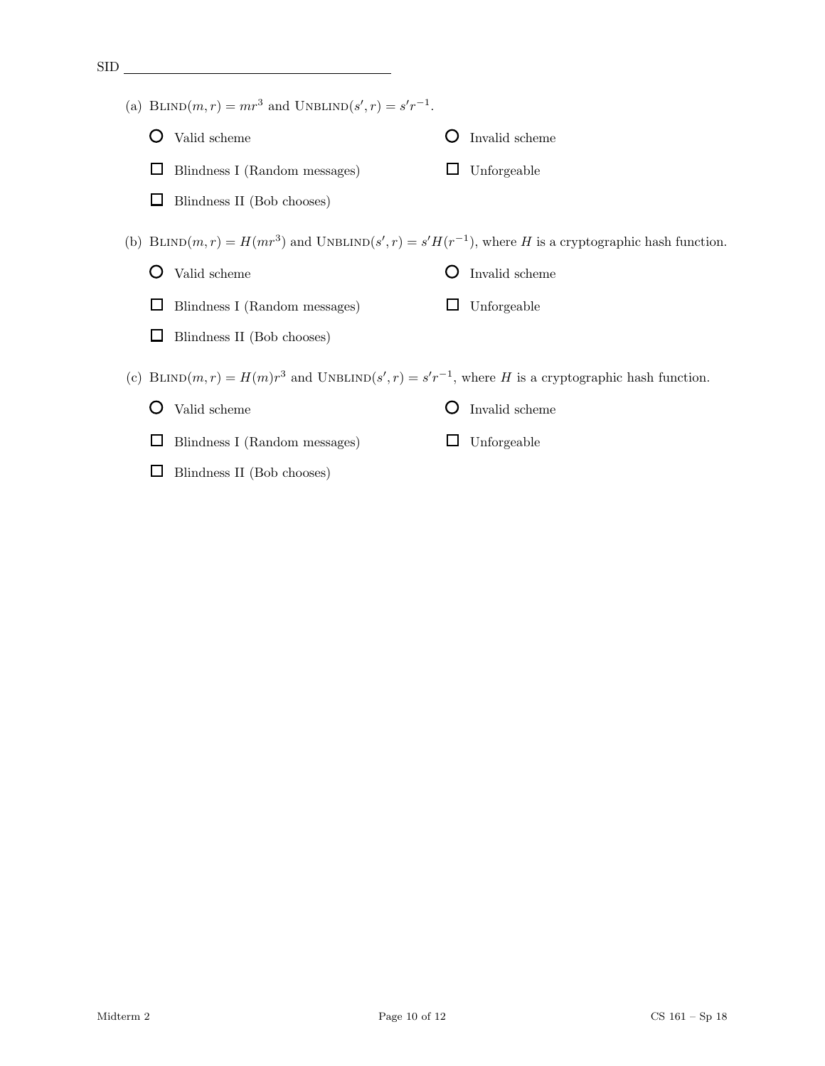(a) $\text{BLIND}(m, r) = mr^3$ and $\text{UNBLIND}(s', r) = s'r^{-1}$.

- ○ Valid scheme
- ○ Invalid scheme
- ☐ Blindness I (Random messages)
- ☐ Unforgeable
- ☐ Blindness II (Bob chooses)

(b) $\text{BLIND}(m, r) = H(mr^3)$ and $\text{UNBLIND}(s', r) = s'H(r^{-1})$, where $H$ is a cryptographic hash function.

- ○ Valid scheme
- ○ Invalid scheme
- ☐ Blindness I (Random messages)
- ☐ Unforgeable
- ☐ Blindness II (Bob chooses)

(c) $\text{BLIND}(m, r) = H(m)r^3$ and $\text{UNBLIND}(s', r) = s'r^{-1}$, where $H$ is a cryptographic hash function.

- ○ Valid scheme
- ○ Invalid scheme
- ☐ Blindness I (Random messages)
- ☐ Unforgeable
- ☐ Blindness II (Bob chooses)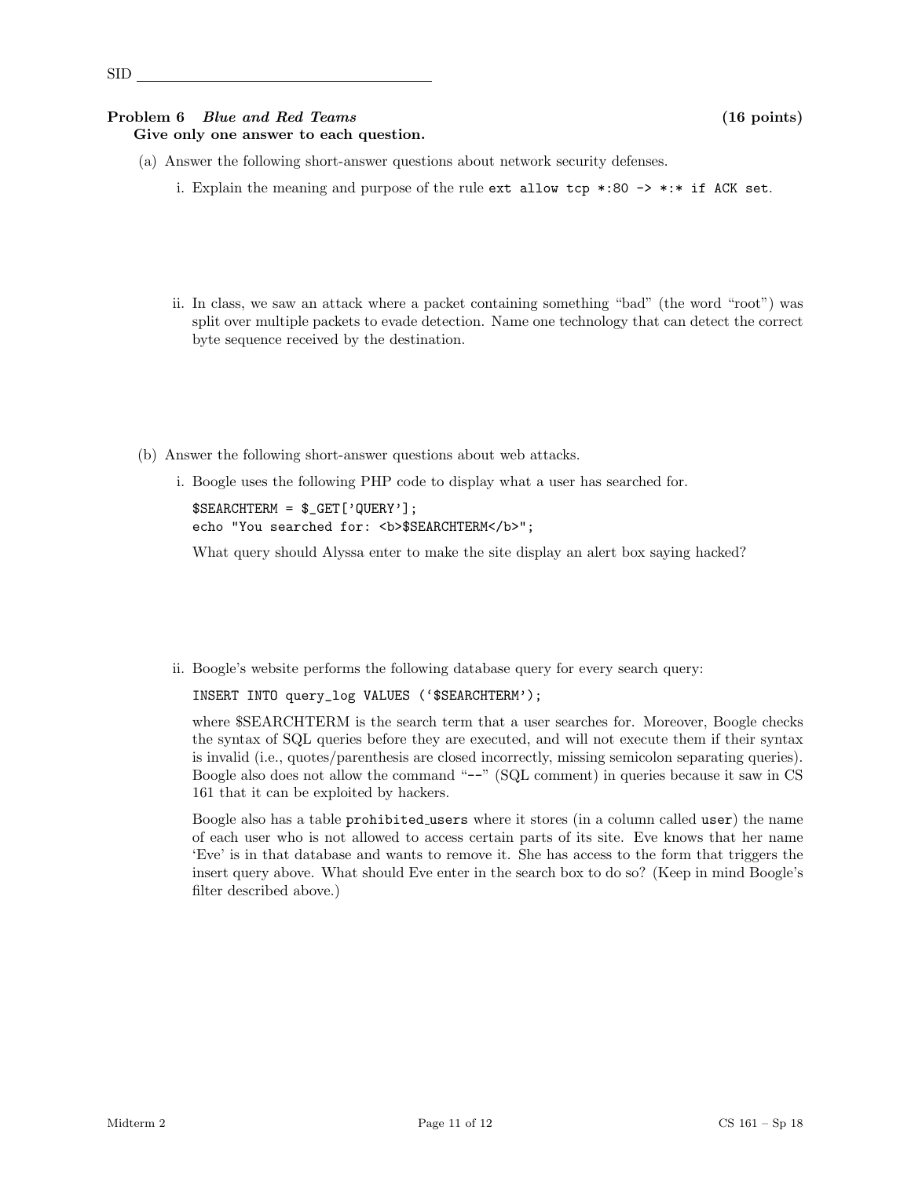SID ______________________________

**Problem 6** *Blue and Red Teams* **(16 points)**

**Give only one answer to each question.**

(a) Answer the following short-answer questions about network security defenses.

i. Explain the meaning and purpose of the rule `ext allow tcp *:80 -> *:* if ACK set`.

ii. In class, we saw an attack where a packet containing something "bad" (the word "root") was split over multiple packets to evade detection. Name one technology that can detect the correct byte sequence received by the destination.

(b) Answer the following short-answer questions about web attacks.

i. Boogle uses the following PHP code to display what a user has searched for.

```
$SEARCHTERM = $_GET['QUERY'];
echo "You searched for: <b>$SEARCHTERM</b>";
```

What query should Alyssa enter to make the site display an alert box saying hacked?

ii. Boogle's website performs the following database query for every search query:

```
INSERT INTO query_log VALUES ('$SEARCHTERM');
```

where $SEARCHTERM is the search term that a user searches for. Moreover, Boogle checks the syntax of SQL queries before they are executed, and will not execute them if their syntax is invalid (i.e., quotes/parenthesis are closed incorrectly, missing semicolon separating queries). Boogle also does not allow the command "`--`" (SQL comment) in queries because it saw in CS 161 that it can be exploited by hackers.

Boogle also has a table `prohibited_users` where it stores (in a column called `user`) the name of each user who is not allowed to access certain parts of its site. Eve knows that her name 'Eve' is in that database and wants to remove it. She has access to the form that triggers the insert query above. What should Eve enter in the search box to do so? (Keep in mind Boogle's filter described above.)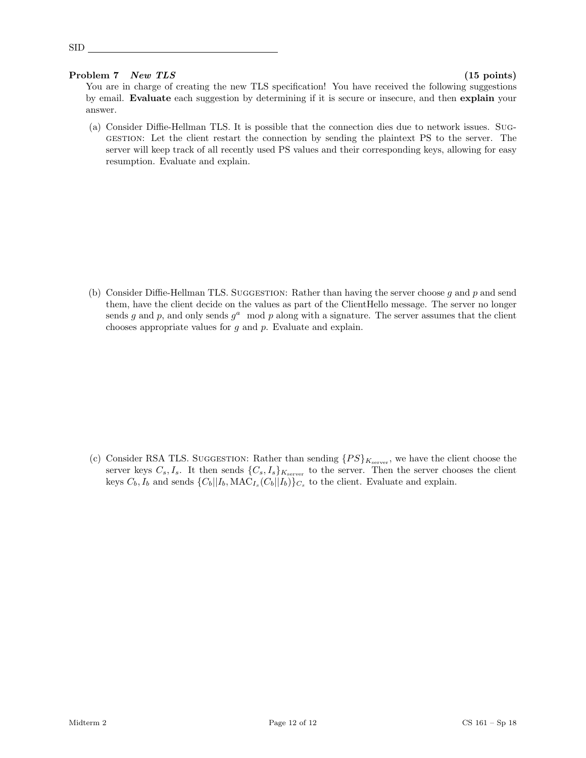SID

**Problem 7** ***New TLS*** **(15 points)**

You are in charge of creating the new TLS specification! You have received the following suggestions by email. **Evaluate** each suggestion by determining if it is secure or insecure, and then **explain** your answer.

(a) Consider Diffie-Hellman TLS. It is possible that the connection dies due to network issues. SUGGESTION: Let the client restart the connection by sending the plaintext PS to the server. The server will keep track of all recently used PS values and their corresponding keys, allowing for easy resumption. Evaluate and explain.

(b) Consider Diffie-Hellman TLS. SUGGESTION: Rather than having the server choose $g$ and $p$ and send them, have the client decide on the values as part of the ClientHello message. The server no longer sends $g$ and $p$, and only sends $g^a \mod p$ along with a signature. The server assumes that the client chooses appropriate values for $g$ and $p$. Evaluate and explain.

(c) Consider RSA TLS. SUGGESTION: Rather than sending $\{PS\}_{K_{\text{server}}}$, we have the client choose the server keys $C_s, I_s$. It then sends $\{C_s, I_s\}_{K_{\text{server}}}$ to the server. Then the server chooses the client keys $C_b, I_b$ and sends $\{C_b||I_b, \text{MAC}_{I_s}(C_b||I_b)\}_{C_s}$ to the client. Evaluate and explain.